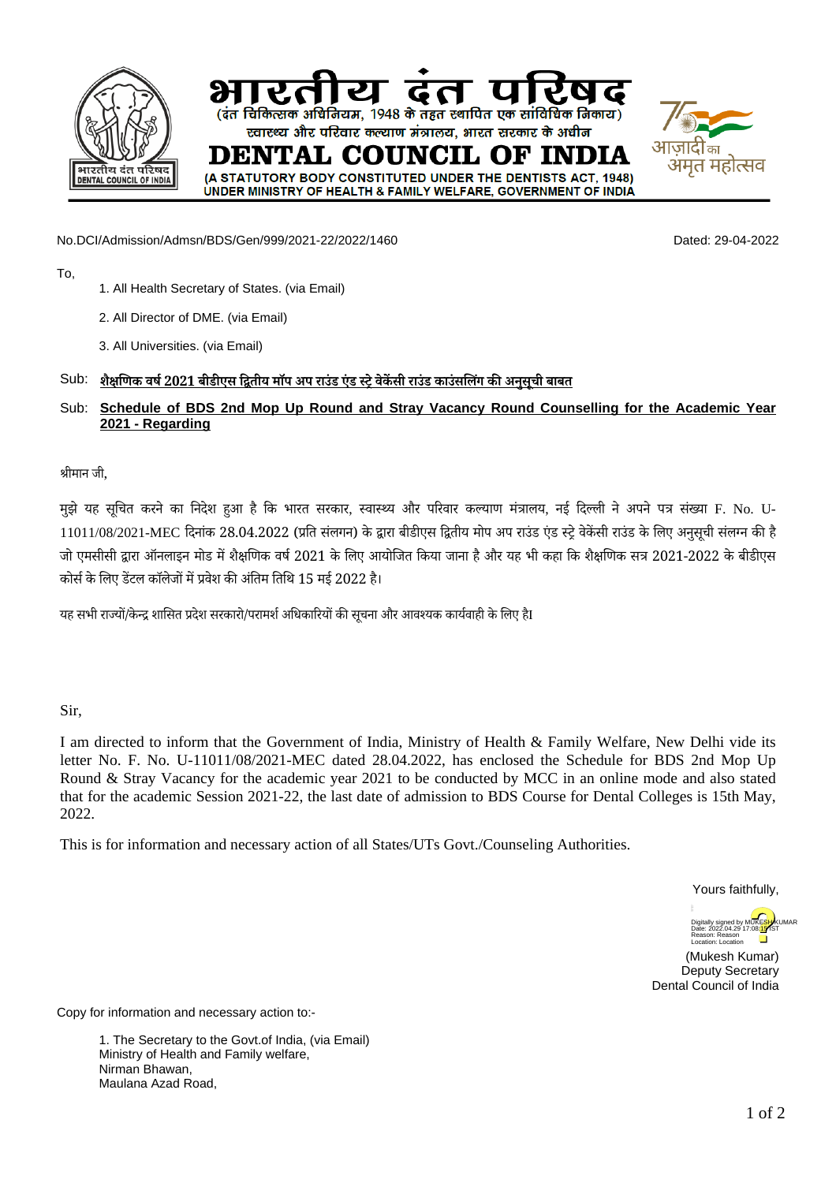# भारतीय दंत परिषद

(दंत चिकित्सक अधिनियम, 1948 के तहत स्थापित एक सांविधिक निकाय)
स्वास्थ्य और परिवार कल्याण मंत्रालय, भारत सरकार के अधीन

# DENTAL COUNCIL OF INDIA

(A STATUTORY BODY CONSTITUTED UNDER THE DENTISTS ACT, 1948)
UNDER MINISTRY OF HEALTH & FAMILY WELFARE, GOVERNMENT OF INDIA

No.DCI/Admission/Admsn/BDS/Gen/999/2021-22/2022/1460 Dated: 29-04-2022

To,

1. All Health Secretary of States. (via Email)
2. All Director of DME. (via Email)
3. All Universities. (via Email)

Sub: **शैक्षणिक वर्ष 2021 बीडीएस द्वितीय मॉप अप राउंड एंड स्ट्रे वेकेंसी राउंड काउंसलिंग की अनुसूची बाबत**

Sub: **Schedule of BDS 2nd Mop Up Round and Stray Vacancy Round Counselling for the Academic Year 2021 - Regarding**

श्रीमान जी,

मुझे यह सूचित करने का निदेश हुआ है कि भारत सरकार, स्वास्थ्य और परिवार कल्याण मंत्रालय, नई दिल्ली ने अपने पत्र संख्या F. No. U-11011/08/2021-MEC दिनांक 28.04.2022 (प्रति संलग्न) के द्वारा बीडीएस द्वितीय मोप अप राउंड एंड स्ट्रे वेकेंसी राउंड के लिए अनुसूची संलग्न की है जो एमसीसी द्वारा ऑनलाइन मोड में शैक्षणिक वर्ष 2021 के लिए आयोजित किया जाना है और यह भी कहा कि शैक्षणिक सत्र 2021-2022 के बीडीएस कोर्स के लिए डेंटल कॉलेजों में प्रवेश की अंतिम तिथि 15 मई 2022 है।

यह सभी राज्यों/केन्द्र शासित प्रदेश सरकारो/परामर्श अधिकारियों की सूचना और आवश्यक कार्यवाही के लिए हैI

Sir,

I am directed to inform that the Government of India, Ministry of Health & Family Welfare, New Delhi vide its letter No. F. No. U-11011/08/2021-MEC dated 28.04.2022, has enclosed the Schedule for BDS 2nd Mop Up Round & Stray Vacancy for the academic year 2021 to be conducted by MCC in an online mode and also stated that for the academic Session 2021-22, the last date of admission to BDS Course for Dental Colleges is 15th May, 2022.

This is for information and necessary action of all States/UTs Govt./Counseling Authorities.

Yours faithfully,

Digitally signed by MUKESH KUMAR
Date: 2022.04.29 17:08:15 IST
Reason: Reason
Location: Location

(Mukesh Kumar)
Deputy Secretary
Dental Council of India

Copy for information and necessary action to:-

1. The Secretary to the Govt.of India, (via Email)
   Ministry of Health and Family welfare,
   Nirman Bhawan,
   Maulana Azad Road,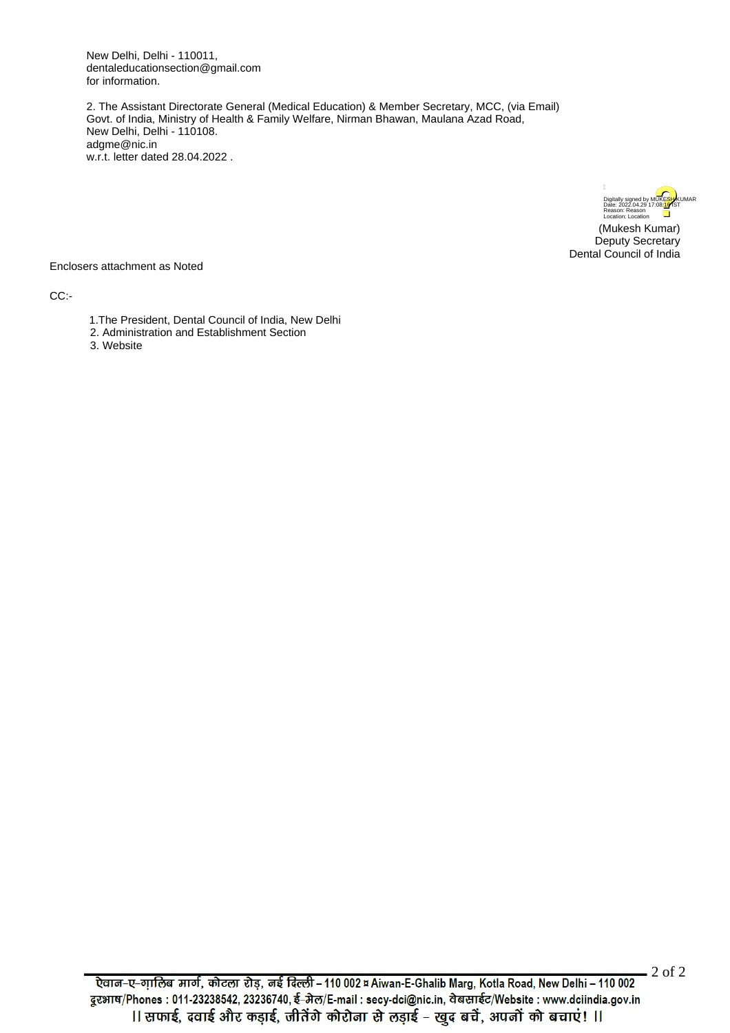New Delhi, Delhi - 110011,
dentaleducationsection@gmail.com
for information.

2. The Assistant Directorate General (Medical Education) & Member Secretary, MCC, (via Email)
Govt. of India, Ministry of Health & Family Welfare, Nirman Bhawan, Maulana Azad Road,
New Delhi, Delhi - 110108.
adgme@nic.in
w.r.t. letter dated 28.04.2022 .

Digitally signed by MUKESH KUMAR
Date: 2022.04.29 17:08:16 IST
Reason: Reason
Location: Location

(Mukesh Kumar)
Deputy Secretary
Dental Council of India

Enclosers attachment as Noted

CC:-

1.The President, Dental Council of India, New Delhi
2. Administration and Establishment Section
3. Website

ऐवान–ए–ग़ालिब मार्ग, कोटला रोड़, नई दिल्ली – 110 002 ¤ Aiwan-E-Ghalib Marg, Kotla Road, New Delhi – 110 002
दूरभाष/Phones : 011-23238542, 23236740, ई–मेल/E-mail : secy-dci@nic.in, वेबसाईट/Website : www.dciindia.gov.in
|| सफाई, दवाई और कड़ाई, जीतेंगे कोरोना से लड़ाई – खुद बचें, अपनों को बचाएं! ||